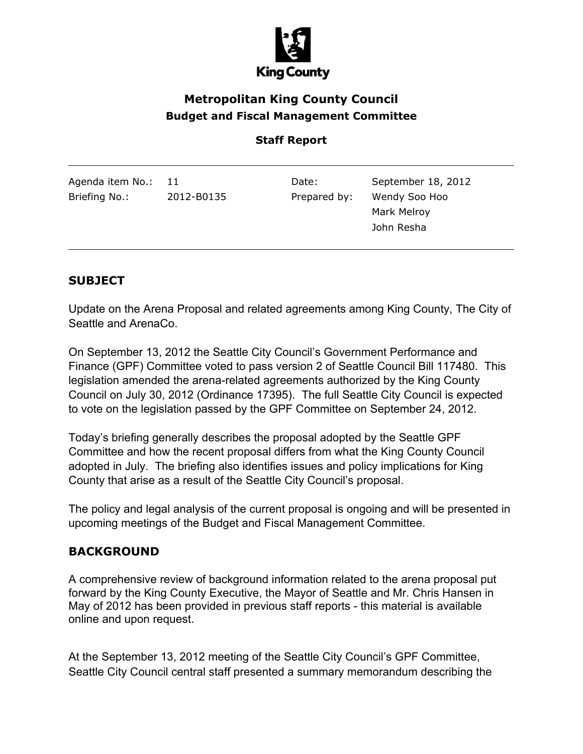King County

# Metropolitan King County Council

## Budget and Fiscal Management Committee

### Staff Report

| Agenda item No.: | 11 | Date: | September 18, 2012 |
| --- | --- | --- | --- |
| Briefing No.: | 2012-B0135 | Prepared by: | Wendy Soo Hoo<br>Mark Melroy<br>John Resha |

## SUBJECT

Update on the Arena Proposal and related agreements among King County, The City of Seattle and ArenaCo.

On September 13, 2012 the Seattle City Council's Government Performance and Finance (GPF) Committee voted to pass version 2 of Seattle Council Bill 117480. This legislation amended the arena-related agreements authorized by the King County Council on July 30, 2012 (Ordinance 17395). The full Seattle City Council is expected to vote on the legislation passed by the GPF Committee on September 24, 2012.

Today's briefing generally describes the proposal adopted by the Seattle GPF Committee and how the recent proposal differs from what the King County Council adopted in July. The briefing also identifies issues and policy implications for King County that arise as a result of the Seattle City Council's proposal.

The policy and legal analysis of the current proposal is ongoing and will be presented in upcoming meetings of the Budget and Fiscal Management Committee.

## BACKGROUND

A comprehensive review of background information related to the arena proposal put forward by the King County Executive, the Mayor of Seattle and Mr. Chris Hansen in May of 2012 has been provided in previous staff reports - this material is available online and upon request.

At the September 13, 2012 meeting of the Seattle City Council's GPF Committee, Seattle City Council central staff presented a summary memorandum describing the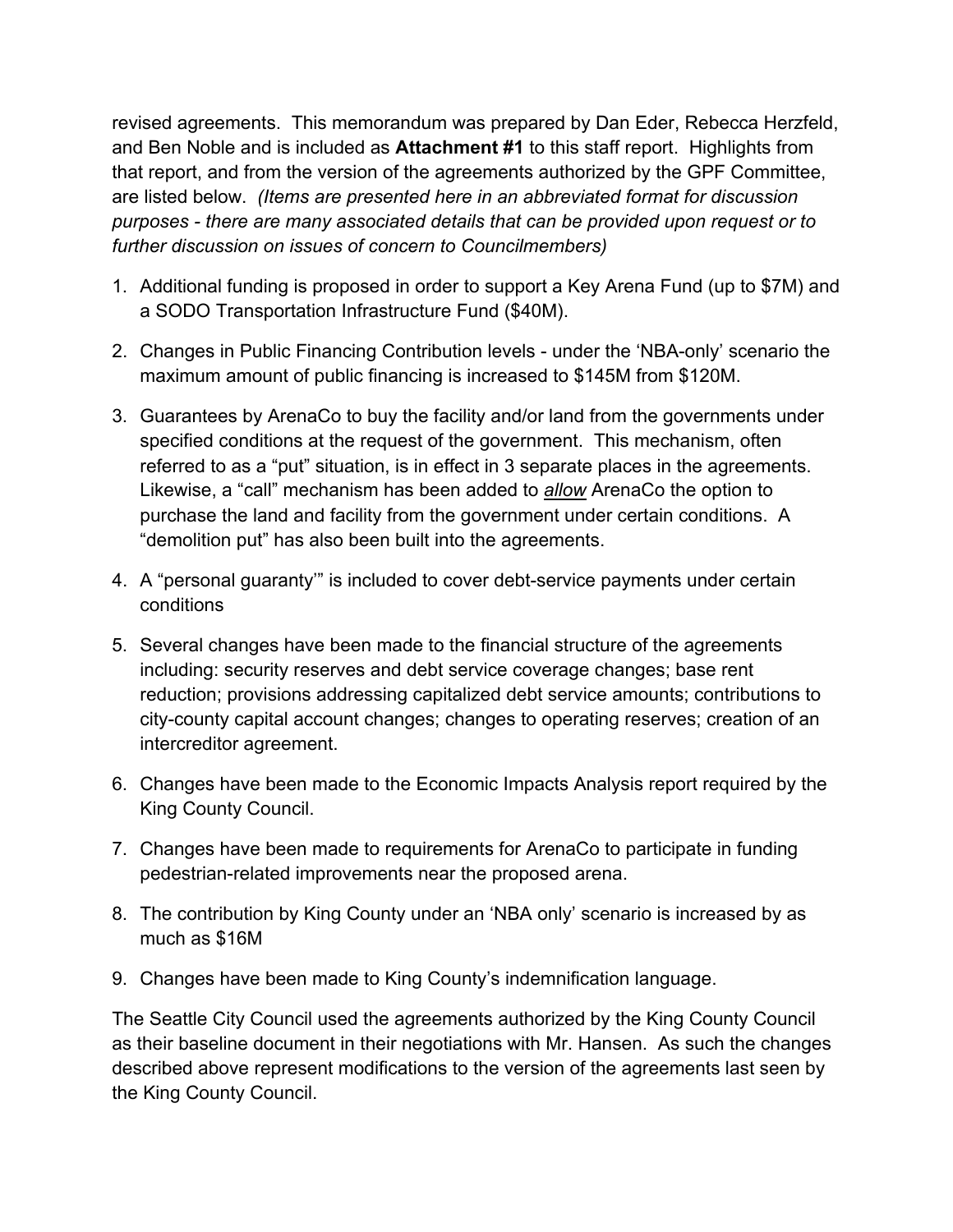revised agreements. This memorandum was prepared by Dan Eder, Rebecca Herzfeld, and Ben Noble and is included as **Attachment #1** to this staff report. Highlights from that report, and from the version of the agreements authorized by the GPF Committee, are listed below. *(Items are presented here in an abbreviated format for discussion purposes - there are many associated details that can be provided upon request or to further discussion on issues of concern to Councilmembers)*

1. Additional funding is proposed in order to support a Key Arena Fund (up to $7M) and a SODO Transportation Infrastructure Fund ($40M).
2. Changes in Public Financing Contribution levels - under the 'NBA-only' scenario the maximum amount of public financing is increased to $145M from $120M.
3. Guarantees by ArenaCo to buy the facility and/or land from the governments under specified conditions at the request of the government. This mechanism, often referred to as a "put" situation, is in effect in 3 separate places in the agreements. Likewise, a "call" mechanism has been added to *allow* ArenaCo the option to purchase the land and facility from the government under certain conditions. A "demolition put" has also been built into the agreements.
4. A "personal guaranty'" is included to cover debt-service payments under certain conditions
5. Several changes have been made to the financial structure of the agreements including: security reserves and debt service coverage changes; base rent reduction; provisions addressing capitalized debt service amounts; contributions to city-county capital account changes; changes to operating reserves; creation of an intercreditor agreement.
6. Changes have been made to the Economic Impacts Analysis report required by the King County Council.
7. Changes have been made to requirements for ArenaCo to participate in funding pedestrian-related improvements near the proposed arena.
8. The contribution by King County under an 'NBA only' scenario is increased by as much as $16M
9. Changes have been made to King County's indemnification language.

The Seattle City Council used the agreements authorized by the King County Council as their baseline document in their negotiations with Mr. Hansen. As such the changes described above represent modifications to the version of the agreements last seen by the King County Council.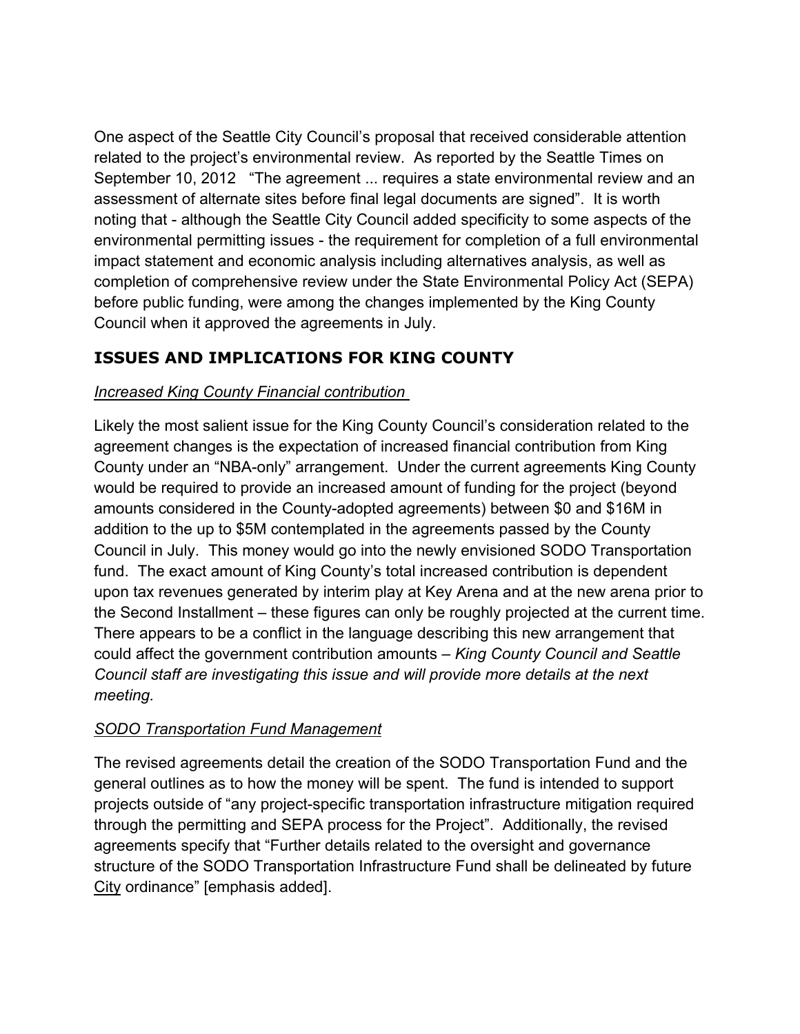One aspect of the Seattle City Council's proposal that received considerable attention related to the project's environmental review. As reported by the Seattle Times on September 10, 2012 "The agreement ... requires a state environmental review and an assessment of alternate sites before final legal documents are signed". It is worth noting that - although the Seattle City Council added specificity to some aspects of the environmental permitting issues - the requirement for completion of a full environmental impact statement and economic analysis including alternatives analysis, as well as completion of comprehensive review under the State Environmental Policy Act (SEPA) before public funding, were among the changes implemented by the King County Council when it approved the agreements in July.

## ISSUES AND IMPLICATIONS FOR KING COUNTY

*Increased King County Financial contribution*

Likely the most salient issue for the King County Council's consideration related to the agreement changes is the expectation of increased financial contribution from King County under an "NBA-only" arrangement. Under the current agreements King County would be required to provide an increased amount of funding for the project (beyond amounts considered in the County-adopted agreements) between $0 and $16M in addition to the up to $5M contemplated in the agreements passed by the County Council in July. This money would go into the newly envisioned SODO Transportation fund. The exact amount of King County's total increased contribution is dependent upon tax revenues generated by interim play at Key Arena and at the new arena prior to the Second Installment – these figures can only be roughly projected at the current time. There appears to be a conflict in the language describing this new arrangement that could affect the government contribution amounts – *King County Council and Seattle Council staff are investigating this issue and will provide more details at the next meeting.*

*SODO Transportation Fund Management*

The revised agreements detail the creation of the SODO Transportation Fund and the general outlines as to how the money will be spent. The fund is intended to support projects outside of "any project-specific transportation infrastructure mitigation required through the permitting and SEPA process for the Project". Additionally, the revised agreements specify that "Further details related to the oversight and governance structure of the SODO Transportation Infrastructure Fund shall be delineated by future <u>City</u> ordinance" [emphasis added].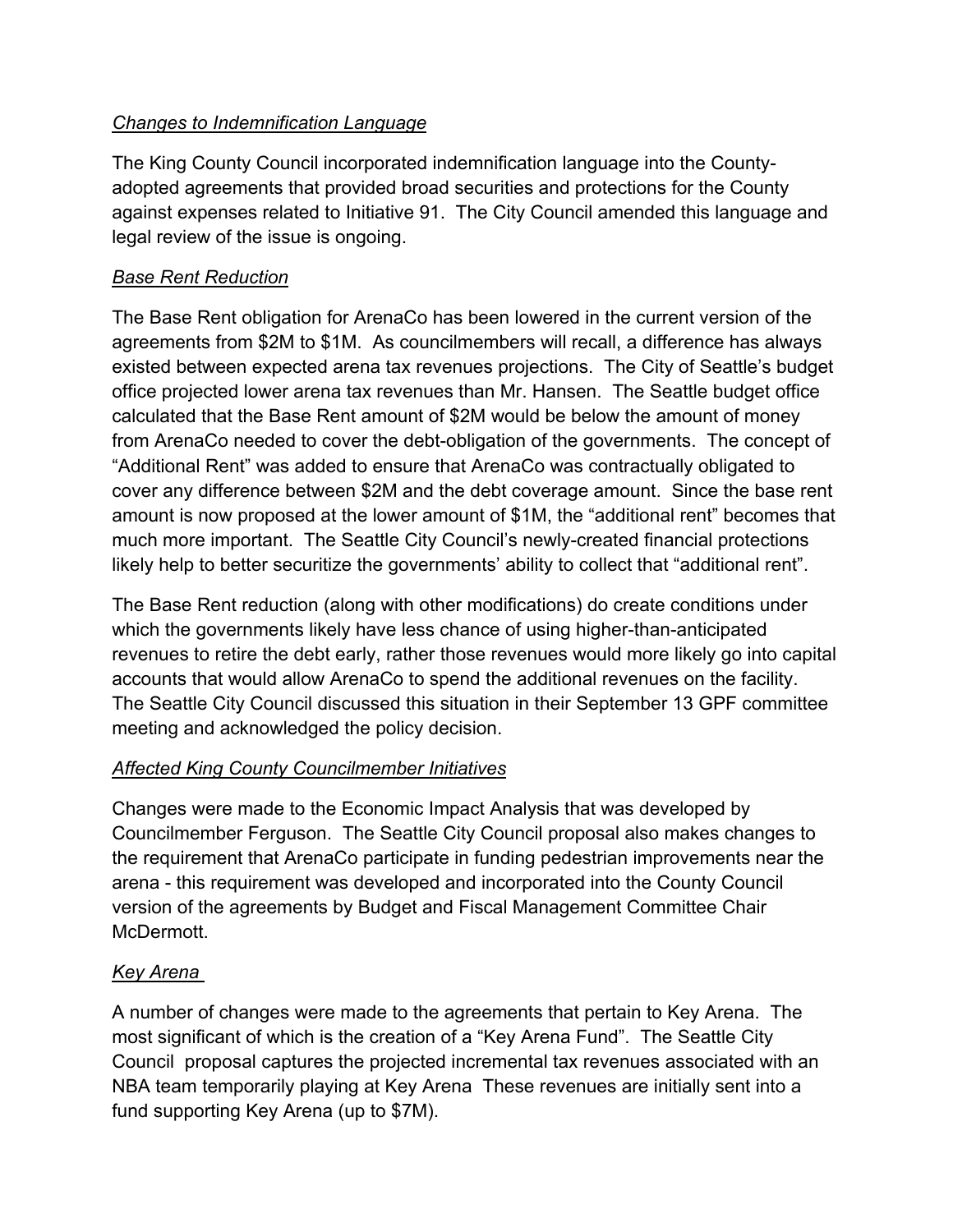*Changes to Indemnification Language*

The King County Council incorporated indemnification language into the County-adopted agreements that provided broad securities and protections for the County against expenses related to Initiative 91. The City Council amended this language and legal review of the issue is ongoing.

*Base Rent Reduction*

The Base Rent obligation for ArenaCo has been lowered in the current version of the agreements from $2M to $1M. As councilmembers will recall, a difference has always existed between expected arena tax revenues projections. The City of Seattle's budget office projected lower arena tax revenues than Mr. Hansen. The Seattle budget office calculated that the Base Rent amount of $2M would be below the amount of money from ArenaCo needed to cover the debt-obligation of the governments. The concept of "Additional Rent" was added to ensure that ArenaCo was contractually obligated to cover any difference between $2M and the debt coverage amount. Since the base rent amount is now proposed at the lower amount of $1M, the "additional rent" becomes that much more important. The Seattle City Council's newly-created financial protections likely help to better securitize the governments' ability to collect that "additional rent".

The Base Rent reduction (along with other modifications) do create conditions under which the governments likely have less chance of using higher-than-anticipated revenues to retire the debt early, rather those revenues would more likely go into capital accounts that would allow ArenaCo to spend the additional revenues on the facility. The Seattle City Council discussed this situation in their September 13 GPF committee meeting and acknowledged the policy decision.

*Affected King County Councilmember Initiatives*

Changes were made to the Economic Impact Analysis that was developed by Councilmember Ferguson. The Seattle City Council proposal also makes changes to the requirement that ArenaCo participate in funding pedestrian improvements near the arena - this requirement was developed and incorporated into the County Council version of the agreements by Budget and Fiscal Management Committee Chair McDermott.

*Key Arena*

A number of changes were made to the agreements that pertain to Key Arena. The most significant of which is the creation of a "Key Arena Fund". The Seattle City Council proposal captures the projected incremental tax revenues associated with an NBA team temporarily playing at Key Arena These revenues are initially sent into a fund supporting Key Arena (up to $7M).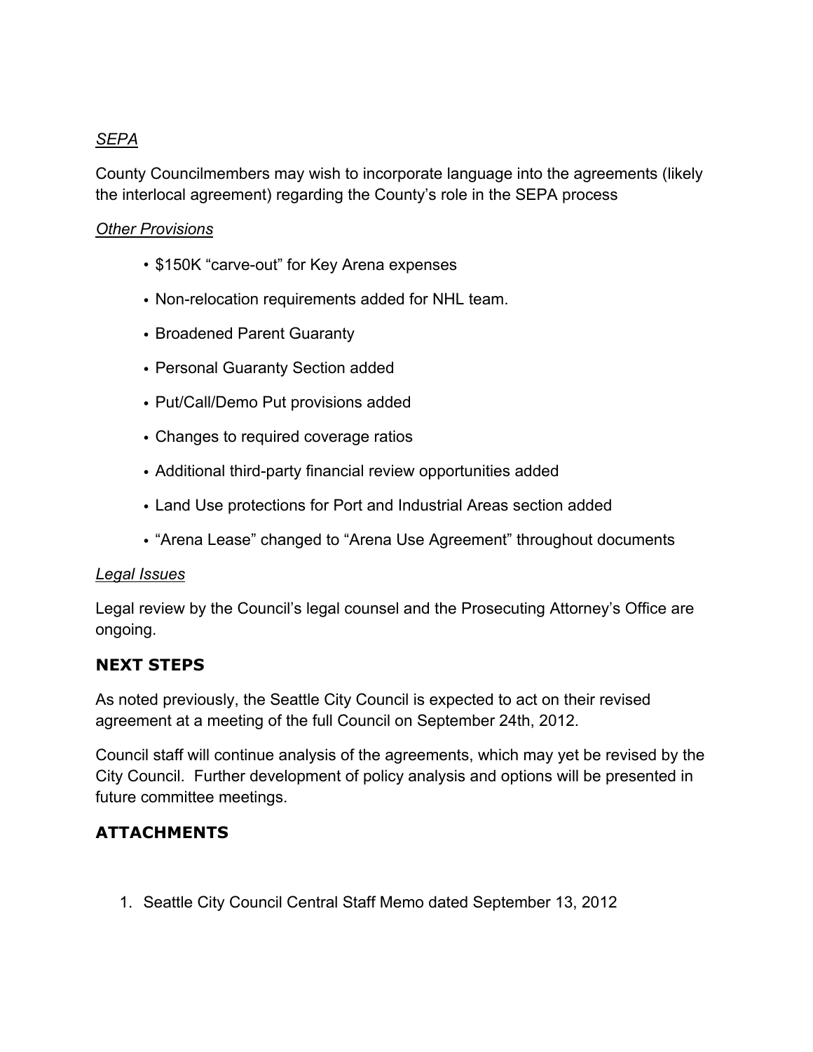*SEPA*

County Councilmembers may wish to incorporate language into the agreements (likely the interlocal agreement) regarding the County's role in the SEPA process

*Other Provisions*

- $150K "carve-out" for Key Arena expenses
- Non-relocation requirements added for NHL team.
- Broadened Parent Guaranty
- Personal Guaranty Section added
- Put/Call/Demo Put provisions added
- Changes to required coverage ratios
- Additional third-party financial review opportunities added
- Land Use protections for Port and Industrial Areas section added
- "Arena Lease" changed to "Arena Use Agreement" throughout documents

*Legal Issues*

Legal review by the Council's legal counsel and the Prosecuting Attorney's Office are ongoing.

## NEXT STEPS

As noted previously, the Seattle City Council is expected to act on their revised agreement at a meeting of the full Council on September 24th, 2012.

Council staff will continue analysis of the agreements, which may yet be revised by the City Council. Further development of policy analysis and options will be presented in future committee meetings.

## ATTACHMENTS

1. Seattle City Council Central Staff Memo dated September 13, 2012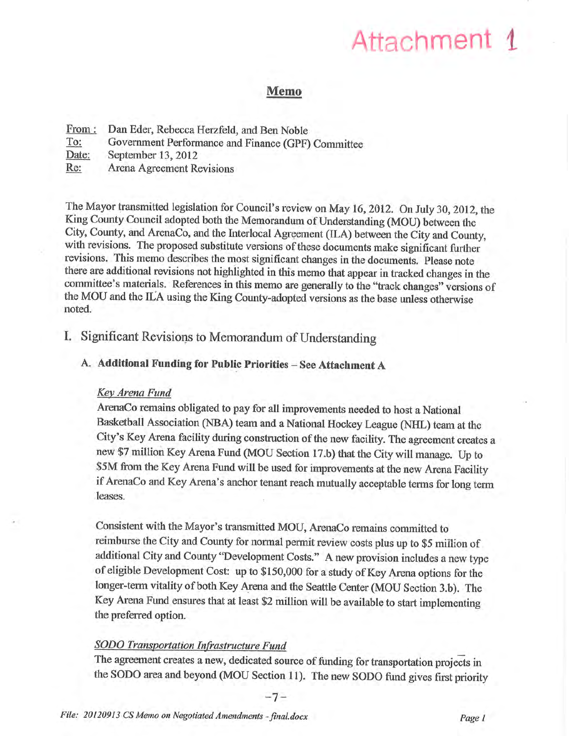Attachment 1

## Memo

From : Dan Eder, Rebecca Herzfeld, and Ben Noble
To: Government Performance and Finance (GPF) Committee
Date: September 13, 2012
Re: Arena Agreement Revisions

The Mayor transmitted legislation for Council's review on May 16, 2012. On July 30, 2012, the King County Council adopted both the Memorandum of Understanding (MOU) between the City, County, and ArenaCo, and the Interlocal Agreement (ILA) between the City and County, with revisions. The proposed substitute versions of these documents make significant further revisions. This memo describes the most significant changes in the documents. Please note there are additional revisions not highlighted in this memo that appear in tracked changes in the committee's materials. References in this memo are generally to the "track changes" versions of the MOU and the ILA using the King County-adopted versions as the base unless otherwise noted.

# I. Significant Revisions to Memorandum of Understanding

## A. Additional Funding for Public Priorities – See Attachment A

*Key Arena Fund*

ArenaCo remains obligated to pay for all improvements needed to host a National Basketball Association (NBA) team and a National Hockey League (NHL) team at the City's Key Arena facility during construction of the new facility. The agreement creates a new $7 million Key Arena Fund (MOU Section 17.b) that the City will manage. Up to $5M from the Key Arena Fund will be used for improvements at the new Arena Facility if ArenaCo and Key Arena's anchor tenant reach mutually acceptable terms for long term leases.

Consistent with the Mayor's transmitted MOU, ArenaCo remains committed to reimburse the City and County for normal permit review costs plus up to $5 million of additional City and County "Development Costs." A new provision includes a new type of eligible Development Cost: up to $150,000 for a study of Key Arena options for the longer-term vitality of both Key Arena and the Seattle Center (MOU Section 3.b). The Key Arena Fund ensures that at least $2 million will be available to start implementing the preferred option.

*SODO Transportation Infrastructure Fund*

The agreement creates a new, dedicated source of funding for transportation projects in the SODO area and beyond (MOU Section 11). The new SODO fund gives first priority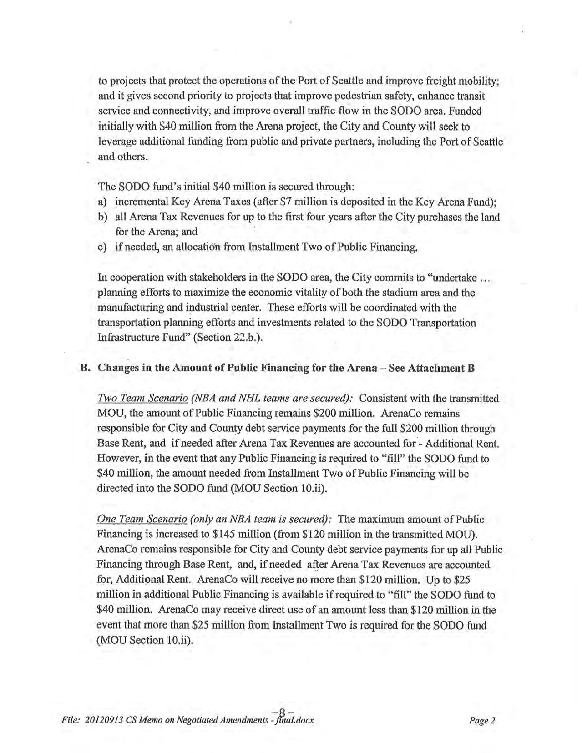to projects that protect the operations of the Port of Seattle and improve freight mobility; and it gives second priority to projects that improve pedestrian safety, enhance transit service and connectivity, and improve overall traffic flow in the SODO area. Funded initially with $40 million from the Arena project, the City and County will seek to leverage additional funding from public and private partners, including the Port of Seattle and others.

The SODO fund's initial $40 million is secured through:

a) incremental Key Arena Taxes (after $7 million is deposited in the Key Arena Fund);
b) all Arena Tax Revenues for up to the first four years after the City purchases the land for the Arena; and
c) if needed, an allocation from Installment Two of Public Financing.

In cooperation with stakeholders in the SODO area, the City commits to "undertake … planning efforts to maximize the economic vitality of both the stadium area and the manufacturing and industrial center. These efforts will be coordinated with the transportation planning efforts and investments related to the SODO Transportation Infrastructure Fund" (Section 22.b.).

### B. Changes in the Amount of Public Financing for the Arena – See Attachment B

*Two Team Scenario (NBA and NHL teams are secured):* Consistent with the transmitted MOU, the amount of Public Financing remains $200 million. ArenaCo remains responsible for City and County debt service payments for the full $200 million through Base Rent, and if needed after Arena Tax Revenues are accounted for - Additional Rent. However, in the event that any Public Financing is required to "fill" the SODO fund to $40 million, the amount needed from Installment Two of Public Financing will be directed into the SODO fund (MOU Section 10.ii).

*One Team Scenario (only an NBA team is secured):* The maximum amount of Public Financing is increased to $145 million (from $120 million in the transmitted MOU). ArenaCo remains responsible for City and County debt service payments for up all Public Financing through Base Rent, and, if needed after Arena Tax Revenues are accounted for, Additional Rent. ArenaCo will receive no more than $120 million. Up to $25 million in additional Public Financing is available if required to "fill" the SODO fund to $40 million. ArenaCo may receive direct use of an amount less than $120 million in the event that more than $25 million from Installment Two is required for the SODO fund (MOU Section 10.ii).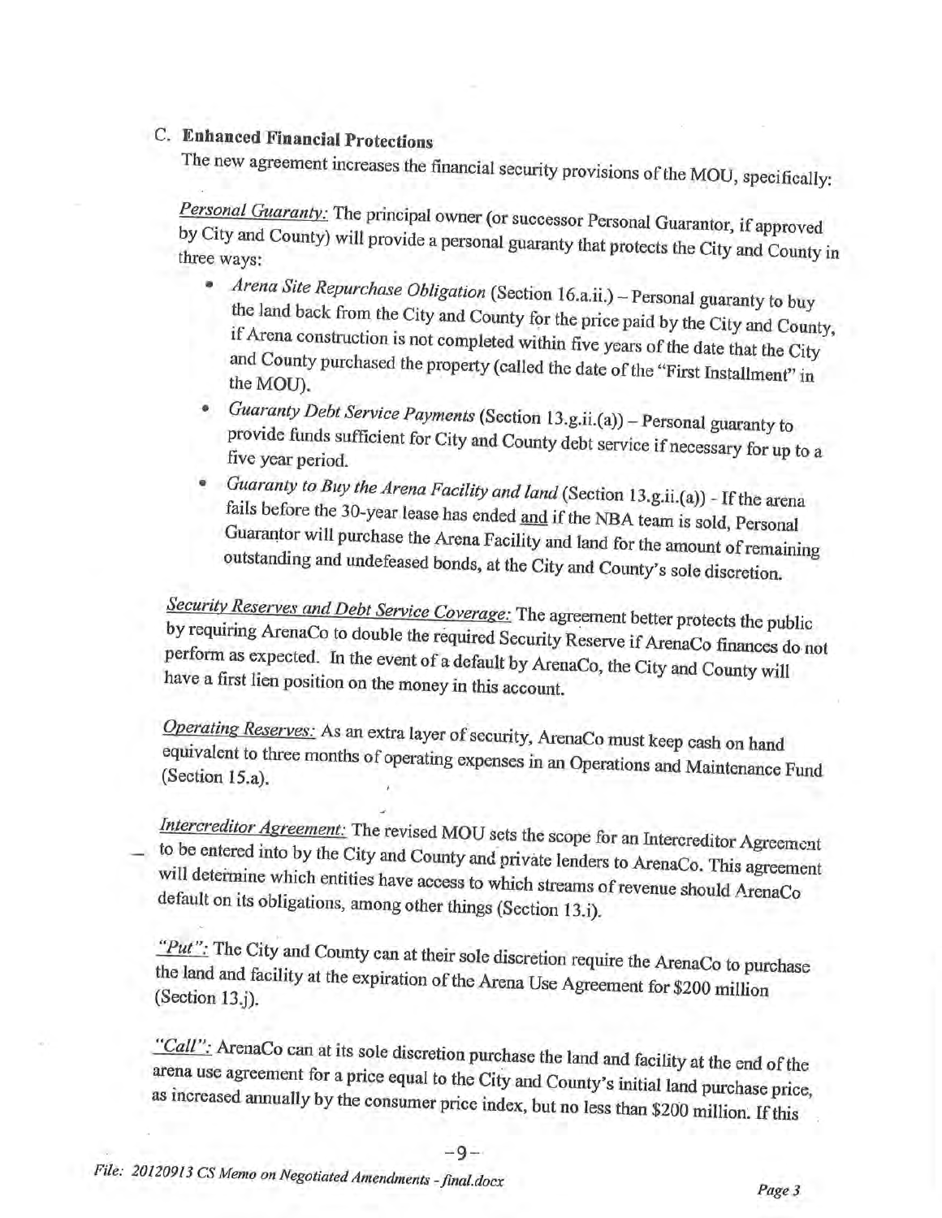## C. Enhanced Financial Protections

The new agreement increases the financial security provisions of the MOU, specifically:

*Personal Guaranty:* The principal owner (or successor Personal Guarantor, if approved by City and County) will provide a personal guaranty that protects the City and County in three ways:

- *Arena Site Repurchase Obligation* (Section 16.a.ii.) – Personal guaranty to buy the land back from the City and County for the price paid by the City and County, if Arena construction is not completed within five years of the date that the City and County purchased the property (called the date of the "First Installment" in the MOU).
- *Guaranty Debt Service Payments* (Section 13.g.ii.(a)) – Personal guaranty to provide funds sufficient for City and County debt service if necessary for up to a five year period.
- *Guaranty to Buy the Arena Facility and land* (Section 13.g.ii.(a)) - If the arena fails before the 30-year lease has ended and if the NBA team is sold, Personal Guarantor will purchase the Arena Facility and land for the amount of remaining outstanding and undefeased bonds, at the City and County's sole discretion.

*Security Reserves and Debt Service Coverage:* The agreement better protects the public by requiring ArenaCo to double the required Security Reserve if ArenaCo finances do not perform as expected. In the event of a default by ArenaCo, the City and County will have a first lien position on the money in this account.

*Operating Reserves:* As an extra layer of security, ArenaCo must keep cash on hand equivalent to three months of operating expenses in an Operations and Maintenance Fund (Section 15.a).

*Intercreditor Agreement:* The revised MOU sets the scope for an Intercreditor Agreement to be entered into by the City and County and private lenders to ArenaCo. This agreement will determine which entities have access to which streams of revenue should ArenaCo default on its obligations, among other things (Section 13.i).

*"Put":* The City and County can at their sole discretion require the ArenaCo to purchase the land and facility at the expiration of the Arena Use Agreement for $200 million (Section 13.j).

*"Call":* ArenaCo can at its sole discretion purchase the land and facility at the end of the arena use agreement for a price equal to the City and County's initial land purchase price, as increased annually by the consumer price index, but no less than $200 million. If this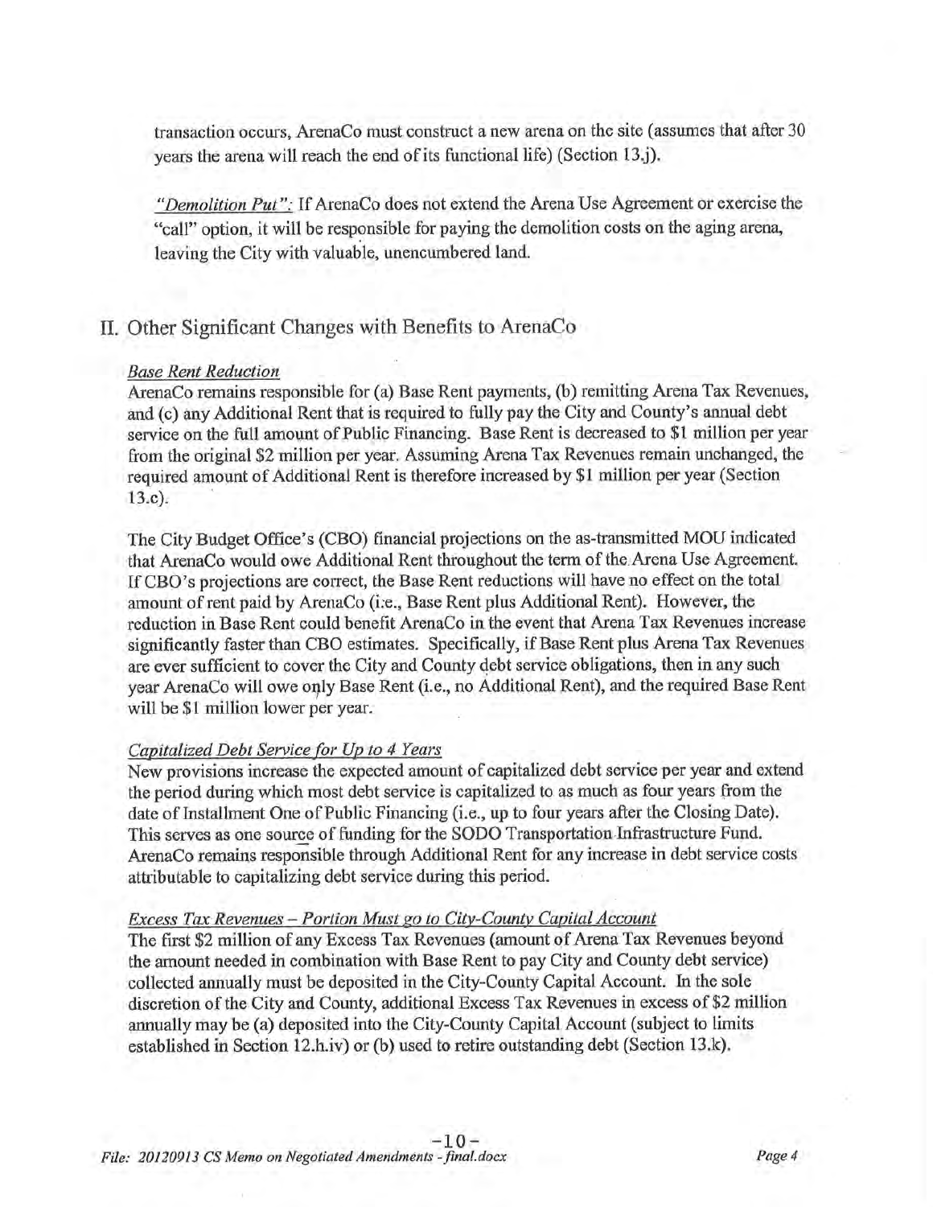transaction occurs, ArenaCo must construct a new arena on the site (assumes that after 30 years the arena will reach the end of its functional life) (Section 13.j).

*"Demolition Put":* If ArenaCo does not extend the Arena Use Agreement or exercise the "call" option, it will be responsible for paying the demolition costs on the aging arena, leaving the City with valuable, unencumbered land.

## II. Other Significant Changes with Benefits to ArenaCo

*Base Rent Reduction*

ArenaCo remains responsible for (a) Base Rent payments, (b) remitting Arena Tax Revenues, and (c) any Additional Rent that is required to fully pay the City and County's annual debt service on the full amount of Public Financing. Base Rent is decreased to $1 million per year from the original $2 million per year. Assuming Arena Tax Revenues remain unchanged, the required amount of Additional Rent is therefore increased by $1 million per year (Section 13.c).

The City Budget Office's (CBO) financial projections on the as-transmitted MOU indicated that ArenaCo would owe Additional Rent throughout the term of the Arena Use Agreement. If CBO's projections are correct, the Base Rent reductions will have no effect on the total amount of rent paid by ArenaCo (i.e., Base Rent plus Additional Rent). However, the reduction in Base Rent could benefit ArenaCo in the event that Arena Tax Revenues increase significantly faster than CBO estimates. Specifically, if Base Rent plus Arena Tax Revenues are ever sufficient to cover the City and County debt service obligations, then in any such year ArenaCo will owe only Base Rent (i.e., no Additional Rent), and the required Base Rent will be $1 million lower per year.

*Capitalized Debt Service for Up to 4 Years*

New provisions increase the expected amount of capitalized debt service per year and extend the period during which most debt service is capitalized to as much as four years from the date of Installment One of Public Financing (i.e., up to four years after the Closing Date). This serves as one source of funding for the SODO Transportation Infrastructure Fund. ArenaCo remains responsible through Additional Rent for any increase in debt service costs attributable to capitalizing debt service during this period.

*Excess Tax Revenues – Portion Must go to City-County Capital Account*

The first $2 million of any Excess Tax Revenues (amount of Arena Tax Revenues beyond the amount needed in combination with Base Rent to pay City and County debt service) collected annually must be deposited in the City-County Capital Account. In the sole discretion of the City and County, additional Excess Tax Revenues in excess of $2 million annually may be (a) deposited into the City-County Capital Account (subject to limits established in Section 12.h.iv) or (b) used to retire outstanding debt (Section 13.k).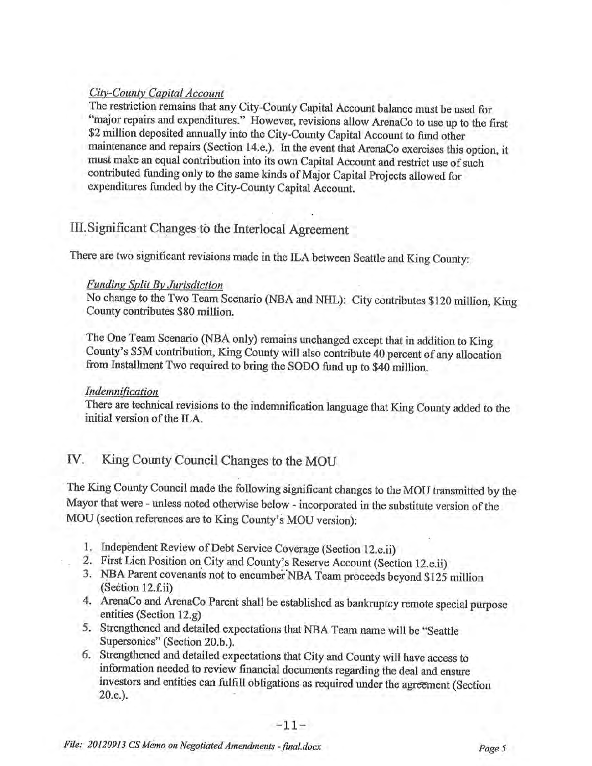*City-County Capital Account*

The restriction remains that any City-County Capital Account balance must be used for "major repairs and expenditures." However, revisions allow ArenaCo to use up to the first $2 million deposited annually into the City-County Capital Account to fund other maintenance and repairs (Section 14.e.). In the event that ArenaCo exercises this option, it must make an equal contribution into its own Capital Account and restrict use of such contributed funding only to the same kinds of Major Capital Projects allowed for expenditures funded by the City-County Capital Account.

## III. Significant Changes to the Interlocal Agreement

There are two significant revisions made in the ILA between Seattle and King County:

*Funding Split By Jurisdiction*

No change to the Two Team Scenario (NBA and NHL): City contributes $120 million, King County contributes $80 million.

The One Team Scenario (NBA only) remains unchanged except that in addition to King County's $5M contribution, King County will also contribute 40 percent of any allocation from Installment Two required to bring the SODO fund up to $40 million.

*Indemnification*

There are technical revisions to the indemnification language that King County added to the initial version of the ILA.

## IV. King County Council Changes to the MOU

The King County Council made the following significant changes to the MOU transmitted by the Mayor that were - unless noted otherwise below - incorporated in the substitute version of the MOU (section references are to King County's MOU version):

1. Independent Review of Debt Service Coverage (Section 12.e.ii)
2. First Lien Position on City and County's Reserve Account (Section 12.e.ii)
3. NBA Parent covenants not to encumber NBA Team proceeds beyond $125 million (Section 12.f.ii)
4. ArenaCo and ArenaCo Parent shall be established as bankruptcy remote special purpose entities (Section 12.g)
5. Strengthened and detailed expectations that NBA Team name will be "Seattle Supersonics" (Section 20.b.).
6. Strengthened and detailed expectations that City and County will have access to information needed to review financial documents regarding the deal and ensure investors and entities can fulfill obligations as required under the agreement (Section 20.e.).

File: 20120913 CS Memo on Negotiated Amendments - final.docx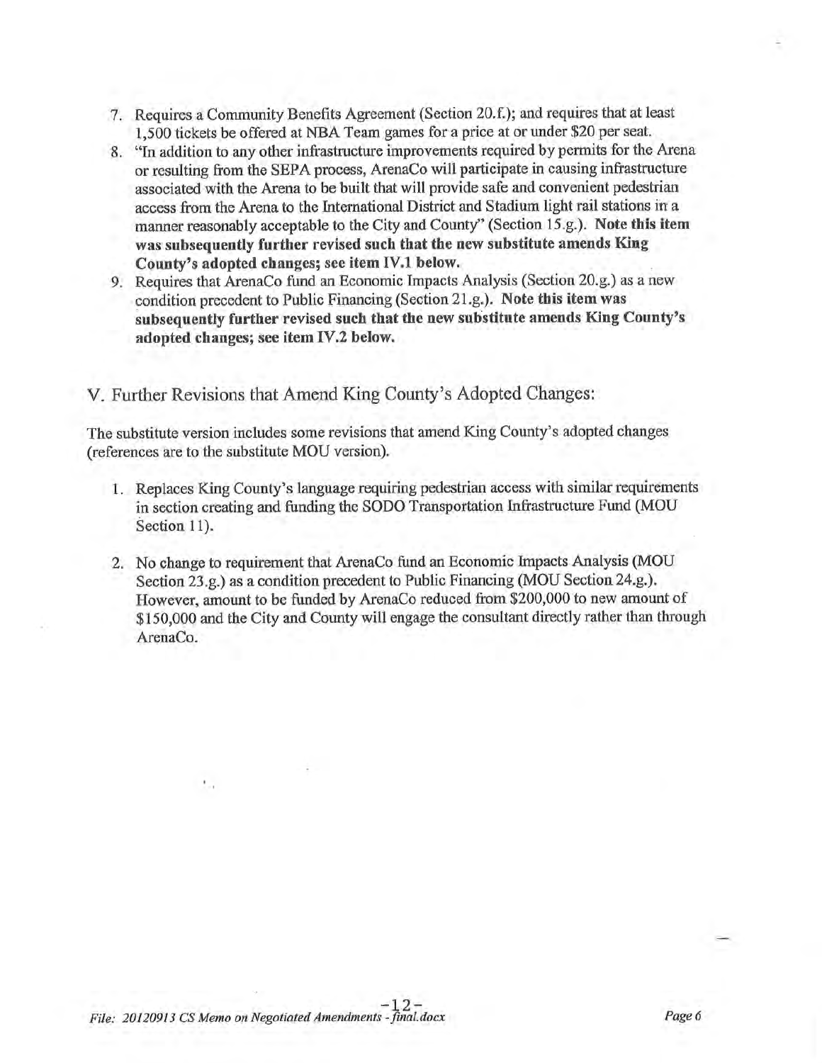7. Requires a Community Benefits Agreement (Section 20.f.); and requires that at least 1,500 tickets be offered at NBA Team games for a price at or under $20 per seat.
8. "In addition to any other infrastructure improvements required by permits for the Arena or resulting from the SEPA process, ArenaCo will participate in causing infrastructure associated with the Arena to be built that will provide safe and convenient pedestrian access from the Arena to the International District and Stadium light rail stations in a manner reasonably acceptable to the City and County" (Section 15.g.). **Note this item was subsequently further revised such that the new substitute amends King County's adopted changes; see item IV.1 below.**
9. Requires that ArenaCo fund an Economic Impacts Analysis (Section 20.g.) as a new condition precedent to Public Financing (Section 21.g.). **Note this item was subsequently further revised such that the new substitute amends King County's adopted changes; see item IV.2 below.**

## V. Further Revisions that Amend King County's Adopted Changes:

The substitute version includes some revisions that amend King County's adopted changes (references are to the substitute MOU version).

1. Replaces King County's language requiring pedestrian access with similar requirements in section creating and funding the SODO Transportation Infrastructure Fund (MOU Section 11).
2. No change to requirement that ArenaCo fund an Economic Impacts Analysis (MOU Section 23.g.) as a condition precedent to Public Financing (MOU Section 24.g.). However, amount to be funded by ArenaCo reduced from $200,000 to new amount of $150,000 and the City and County will engage the consultant directly rather than through ArenaCo.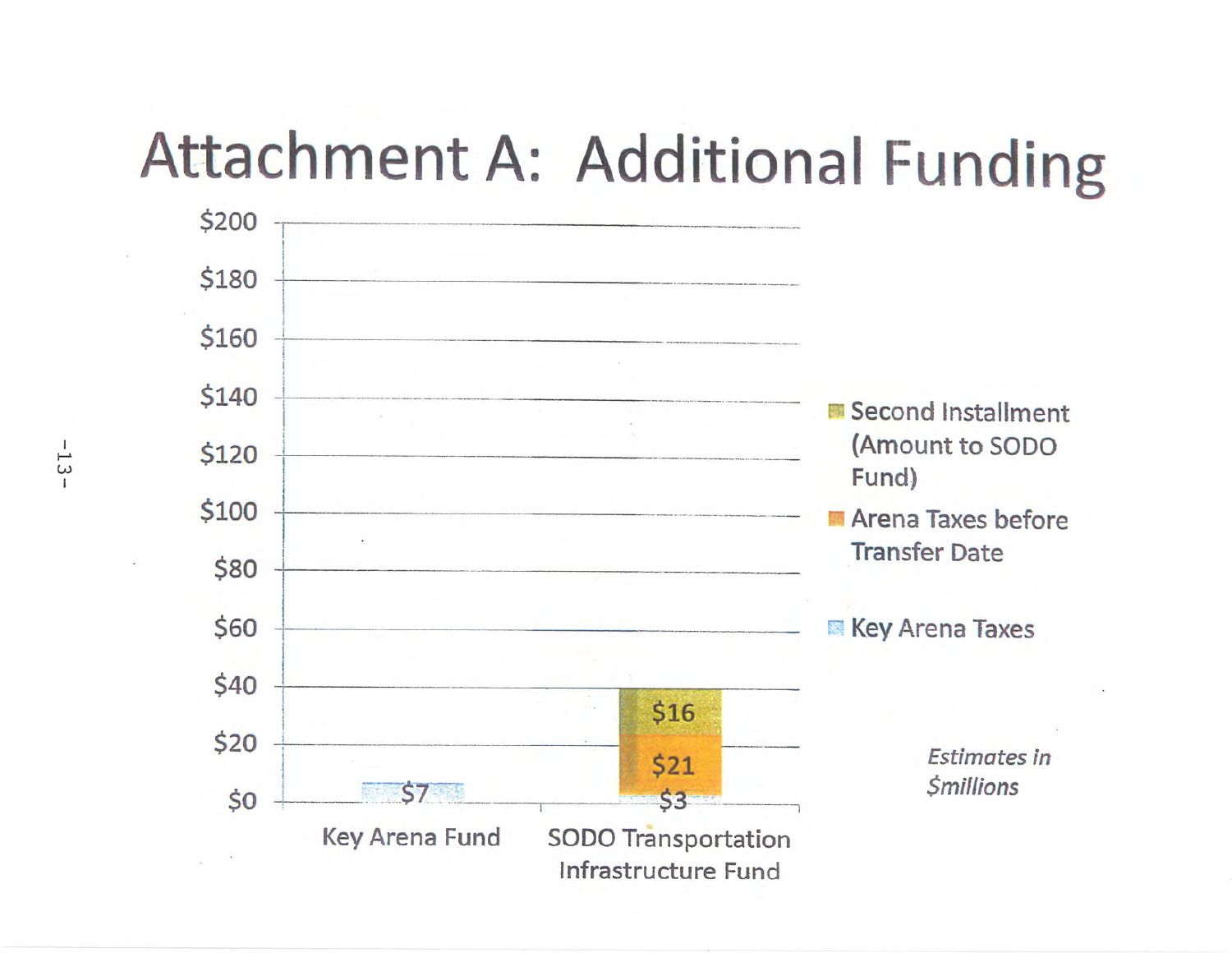# Attachment A: Additional Funding

| | Key Arena Taxes | Arena Taxes before Transfer Date | Second Installment (Amount to SODO Fund) |
|---|---|---|---|
| Key Arena Fund | $7 | | |
| SODO Transportation Infrastructure Fund | $3 | $21 | $16 |

*Estimates in $millions*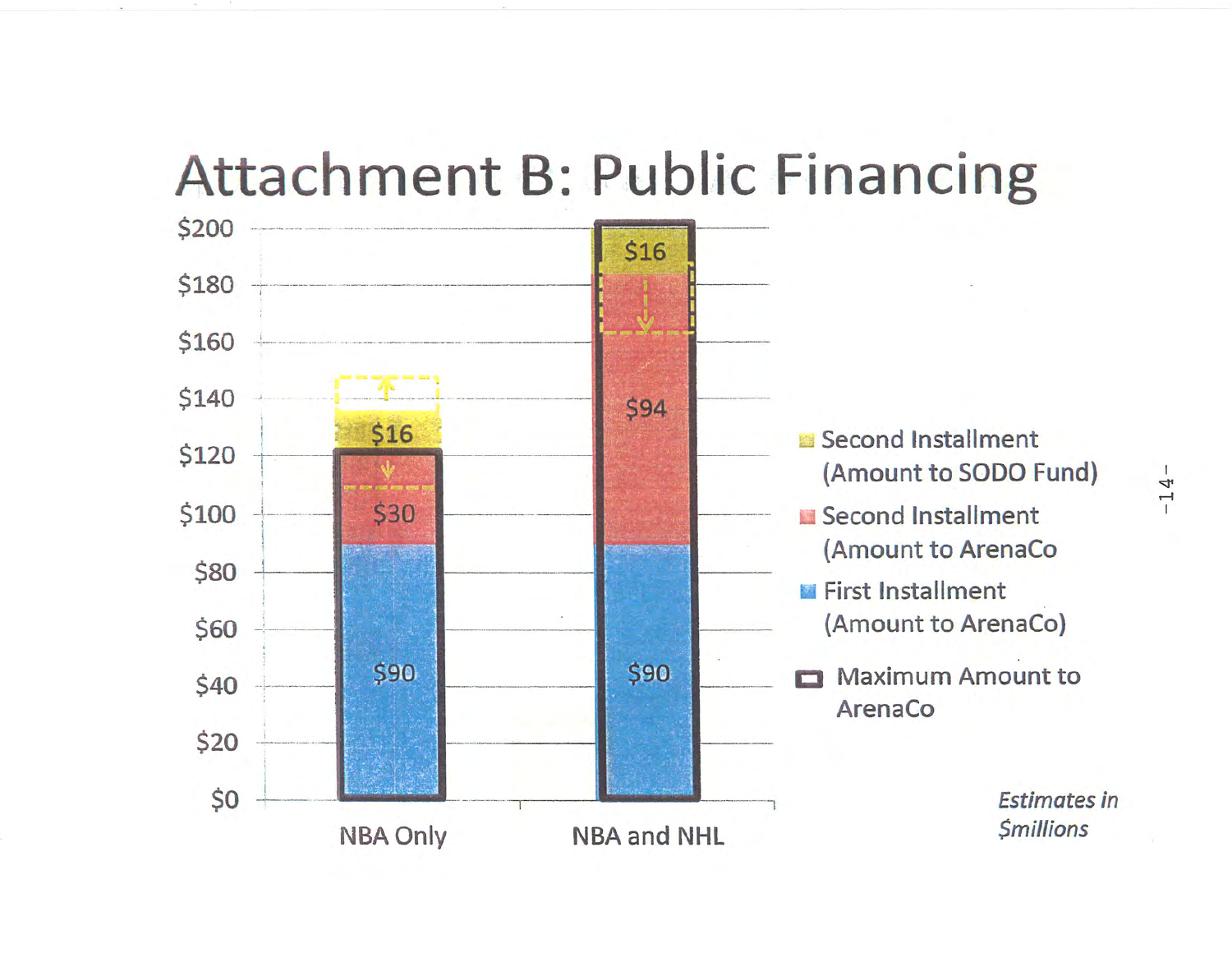# Attachment B: Public Financing

$200
$180
$160
$140
$120
$100
$80
$60
$40
$20
$0

NBA Only

$16
$30
$90

NBA and NHL

$16
$94
$90

Second Installment (Amount to SODO Fund)

Second Installment (Amount to ArenaCo)

First Installment (Amount to ArenaCo)

Maximum Amount to ArenaCo

*Estimates in $millions*